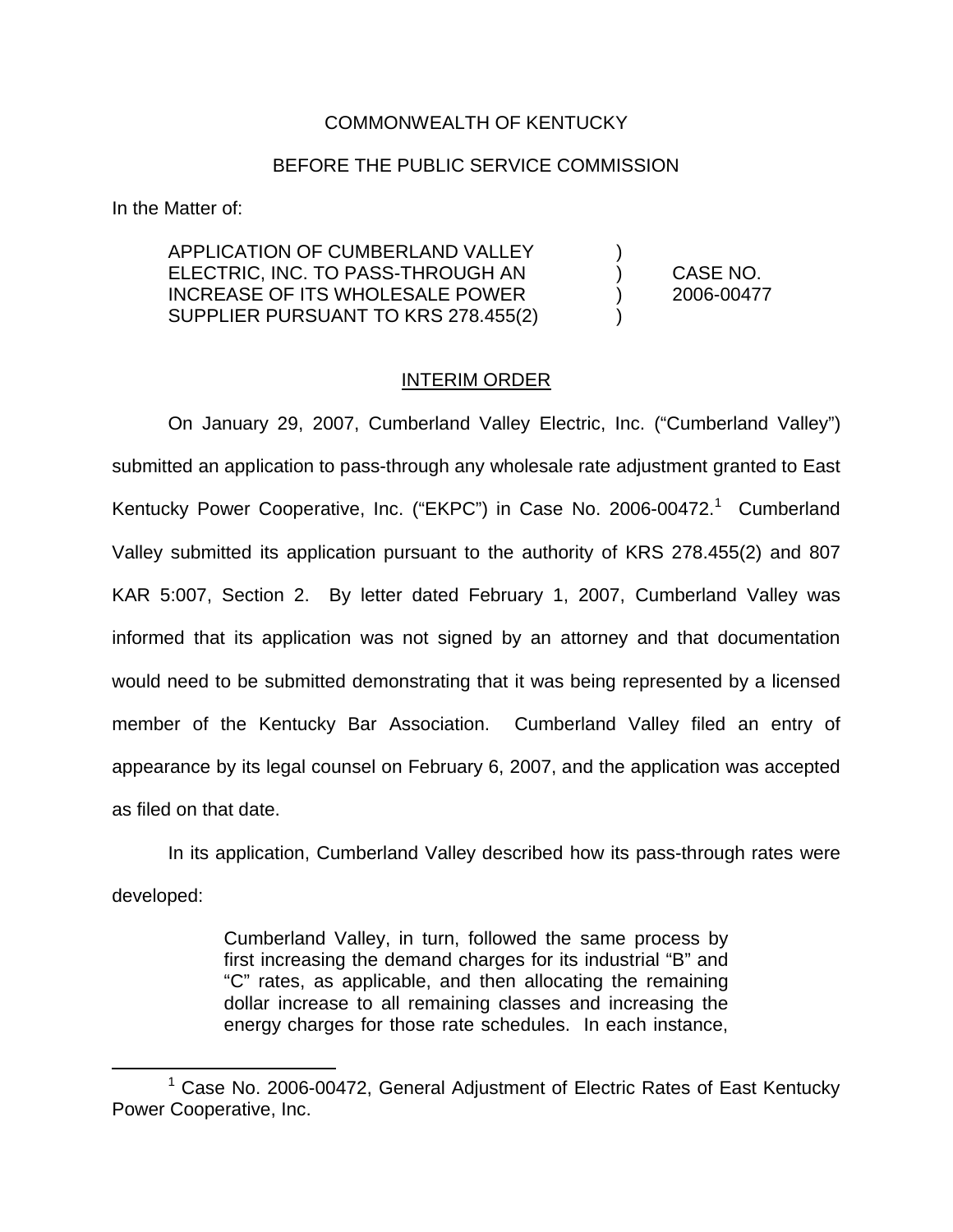COMMONWEALTH OF KENTUCKY

BEFORE THE PUBLIC SERVICE COMMISSION

In the Matter of:

| | | |
|---|---|---|
| APPLICATION OF CUMBERLAND VALLEY ELECTRIC, INC. TO PASS-THROUGH AN INCREASE OF ITS WHOLESALE POWER SUPPLIER PURSUANT TO KRS 278.455(2) | ) ) ) ) | CASE NO. 2006-00477 |

INTERIM ORDER

On January 29, 2007, Cumberland Valley Electric, Inc. ("Cumberland Valley") submitted an application to pass-through any wholesale rate adjustment granted to East Kentucky Power Cooperative, Inc. ("EKPC") in Case No. 2006-00472.[1] Cumberland Valley submitted its application pursuant to the authority of KRS 278.455(2) and 807 KAR 5:007, Section 2. By letter dated February 1, 2007, Cumberland Valley was informed that its application was not signed by an attorney and that documentation would need to be submitted demonstrating that it was being represented by a licensed member of the Kentucky Bar Association. Cumberland Valley filed an entry of appearance by its legal counsel on February 6, 2007, and the application was accepted as filed on that date.

In its application, Cumberland Valley described how its pass-through rates were developed:

> Cumberland Valley, in turn, followed the same process by first increasing the demand charges for its industrial "B" and "C" rates, as applicable, and then allocating the remaining dollar increase to all remaining classes and increasing the energy charges for those rate schedules. In each instance,

[1] Case No. 2006-00472, General Adjustment of Electric Rates of East Kentucky Power Cooperative, Inc.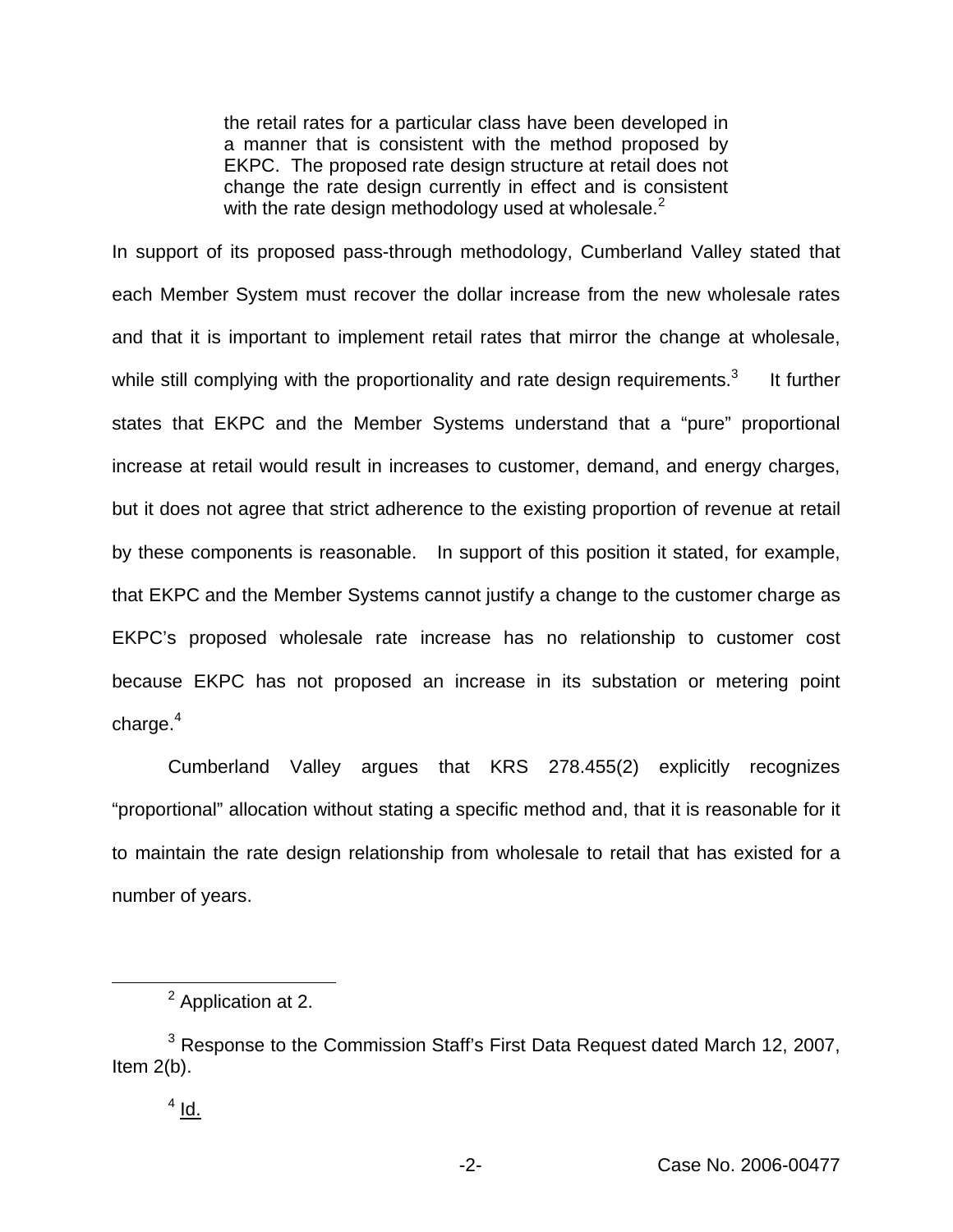> the retail rates for a particular class have been developed in a manner that is consistent with the method proposed by EKPC. The proposed rate design structure at retail does not change the rate design currently in effect and is consistent with the rate design methodology used at wholesale.[2]

In support of its proposed pass-through methodology, Cumberland Valley stated that each Member System must recover the dollar increase from the new wholesale rates and that it is important to implement retail rates that mirror the change at wholesale, while still complying with the proportionality and rate design requirements.[3] It further states that EKPC and the Member Systems understand that a "pure" proportional increase at retail would result in increases to customer, demand, and energy charges, but it does not agree that strict adherence to the existing proportion of revenue at retail by these components is reasonable. In support of this position it stated, for example, that EKPC and the Member Systems cannot justify a change to the customer charge as EKPC's proposed wholesale rate increase has no relationship to customer cost because EKPC has not proposed an increase in its substation or metering point charge.[4]

Cumberland Valley argues that KRS 278.455(2) explicitly recognizes "proportional" allocation without stating a specific method and, that it is reasonable for it to maintain the rate design relationship from wholesale to retail that has existed for a number of years.

---

[2] Application at 2.

[3] Response to the Commission Staff's First Data Request dated March 12, 2007, Item 2(b).

[4] Id.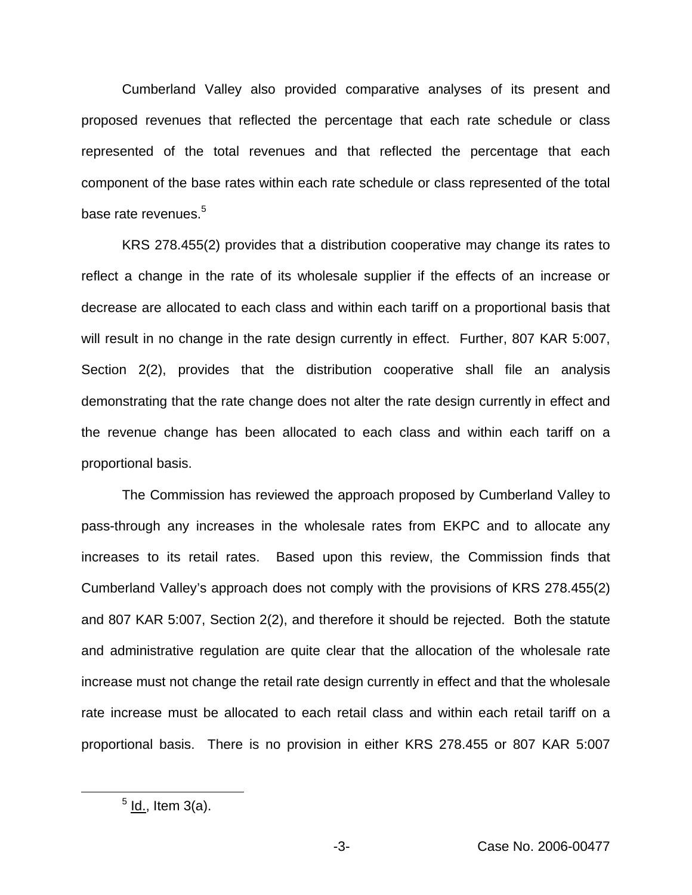Cumberland Valley also provided comparative analyses of its present and proposed revenues that reflected the percentage that each rate schedule or class represented of the total revenues and that reflected the percentage that each component of the base rates within each rate schedule or class represented of the total base rate revenues.[5]

KRS 278.455(2) provides that a distribution cooperative may change its rates to reflect a change in the rate of its wholesale supplier if the effects of an increase or decrease are allocated to each class and within each tariff on a proportional basis that will result in no change in the rate design currently in effect. Further, 807 KAR 5:007, Section 2(2), provides that the distribution cooperative shall file an analysis demonstrating that the rate change does not alter the rate design currently in effect and the revenue change has been allocated to each class and within each tariff on a proportional basis.

The Commission has reviewed the approach proposed by Cumberland Valley to pass-through any increases in the wholesale rates from EKPC and to allocate any increases to its retail rates. Based upon this review, the Commission finds that Cumberland Valley's approach does not comply with the provisions of KRS 278.455(2) and 807 KAR 5:007, Section 2(2), and therefore it should be rejected. Both the statute and administrative regulation are quite clear that the allocation of the wholesale rate increase must not change the retail rate design currently in effect and that the wholesale rate increase must be allocated to each retail class and within each retail tariff on a proportional basis. There is no provision in either KRS 278.455 or 807 KAR 5:007

[5] Id., Item 3(a).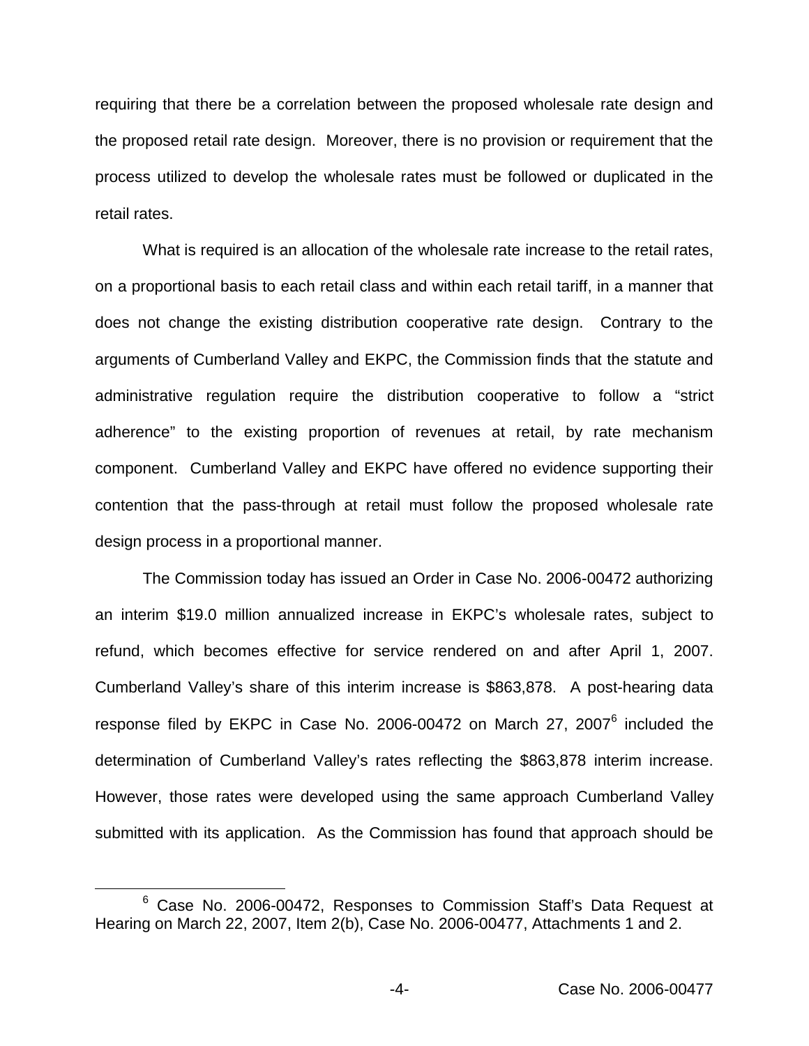requiring that there be a correlation between the proposed wholesale rate design and the proposed retail rate design. Moreover, there is no provision or requirement that the process utilized to develop the wholesale rates must be followed or duplicated in the retail rates.

What is required is an allocation of the wholesale rate increase to the retail rates, on a proportional basis to each retail class and within each retail tariff, in a manner that does not change the existing distribution cooperative rate design. Contrary to the arguments of Cumberland Valley and EKPC, the Commission finds that the statute and administrative regulation require the distribution cooperative to follow a "strict adherence" to the existing proportion of revenues at retail, by rate mechanism component. Cumberland Valley and EKPC have offered no evidence supporting their contention that the pass-through at retail must follow the proposed wholesale rate design process in a proportional manner.

The Commission today has issued an Order in Case No. 2006-00472 authorizing an interim $19.0 million annualized increase in EKPC's wholesale rates, subject to refund, which becomes effective for service rendered on and after April 1, 2007. Cumberland Valley's share of this interim increase is $863,878. A post-hearing data response filed by EKPC in Case No. 2006-00472 on March 27, 2007[6] included the determination of Cumberland Valley's rates reflecting the $863,878 interim increase. However, those rates were developed using the same approach Cumberland Valley submitted with its application. As the Commission has found that approach should be

[6] Case No. 2006-00472, Responses to Commission Staff's Data Request at Hearing on March 22, 2007, Item 2(b), Case No. 2006-00477, Attachments 1 and 2.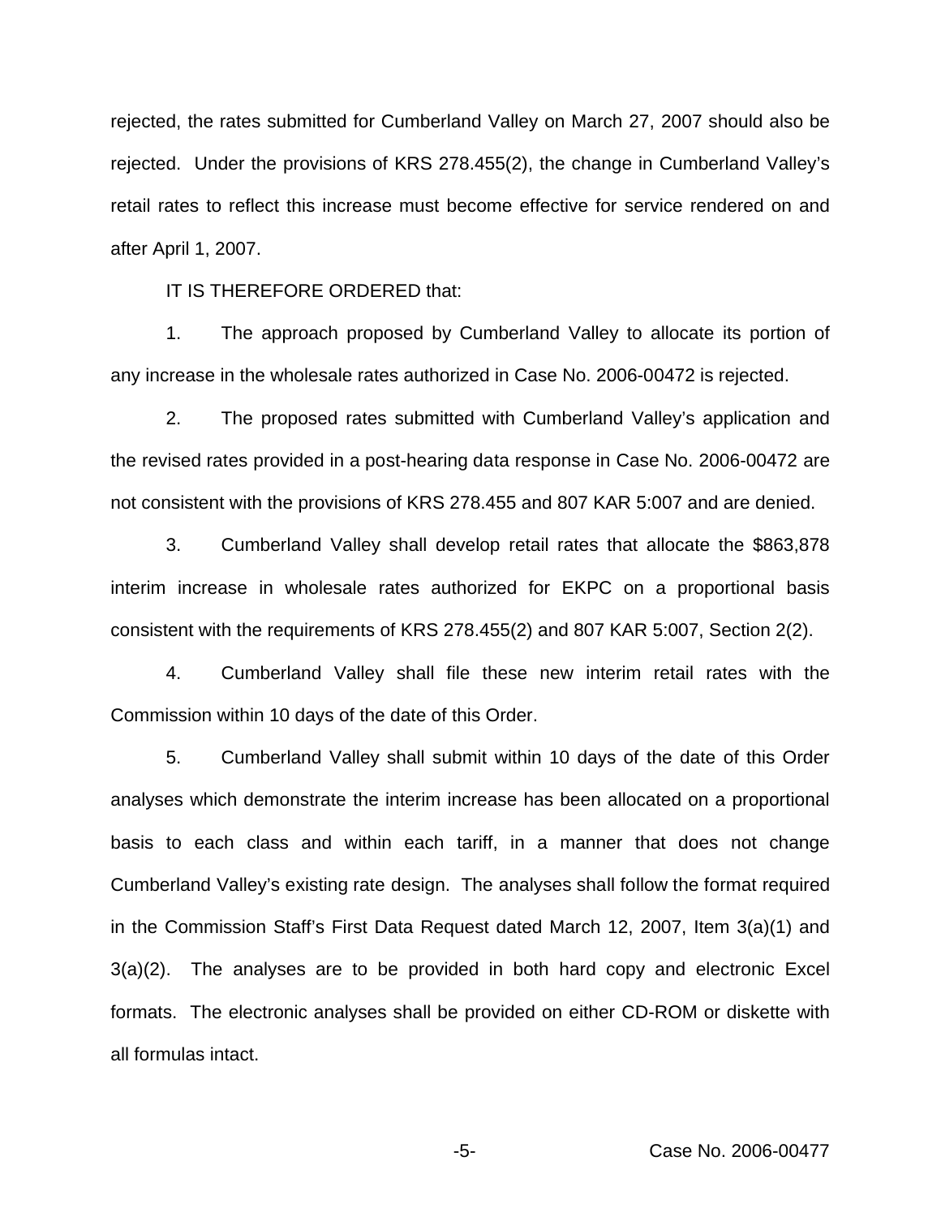rejected, the rates submitted for Cumberland Valley on March 27, 2007 should also be rejected. Under the provisions of KRS 278.455(2), the change in Cumberland Valley's retail rates to reflect this increase must become effective for service rendered on and after April 1, 2007.

IT IS THEREFORE ORDERED that:

1. The approach proposed by Cumberland Valley to allocate its portion of any increase in the wholesale rates authorized in Case No. 2006-00472 is rejected.

2. The proposed rates submitted with Cumberland Valley's application and the revised rates provided in a post-hearing data response in Case No. 2006-00472 are not consistent with the provisions of KRS 278.455 and 807 KAR 5:007 and are denied.

3. Cumberland Valley shall develop retail rates that allocate the $863,878 interim increase in wholesale rates authorized for EKPC on a proportional basis consistent with the requirements of KRS 278.455(2) and 807 KAR 5:007, Section 2(2).

4. Cumberland Valley shall file these new interim retail rates with the Commission within 10 days of the date of this Order.

5. Cumberland Valley shall submit within 10 days of the date of this Order analyses which demonstrate the interim increase has been allocated on a proportional basis to each class and within each tariff, in a manner that does not change Cumberland Valley's existing rate design. The analyses shall follow the format required in the Commission Staff's First Data Request dated March 12, 2007, Item 3(a)(1) and 3(a)(2). The analyses are to be provided in both hard copy and electronic Excel formats. The electronic analyses shall be provided on either CD-ROM or diskette with all formulas intact.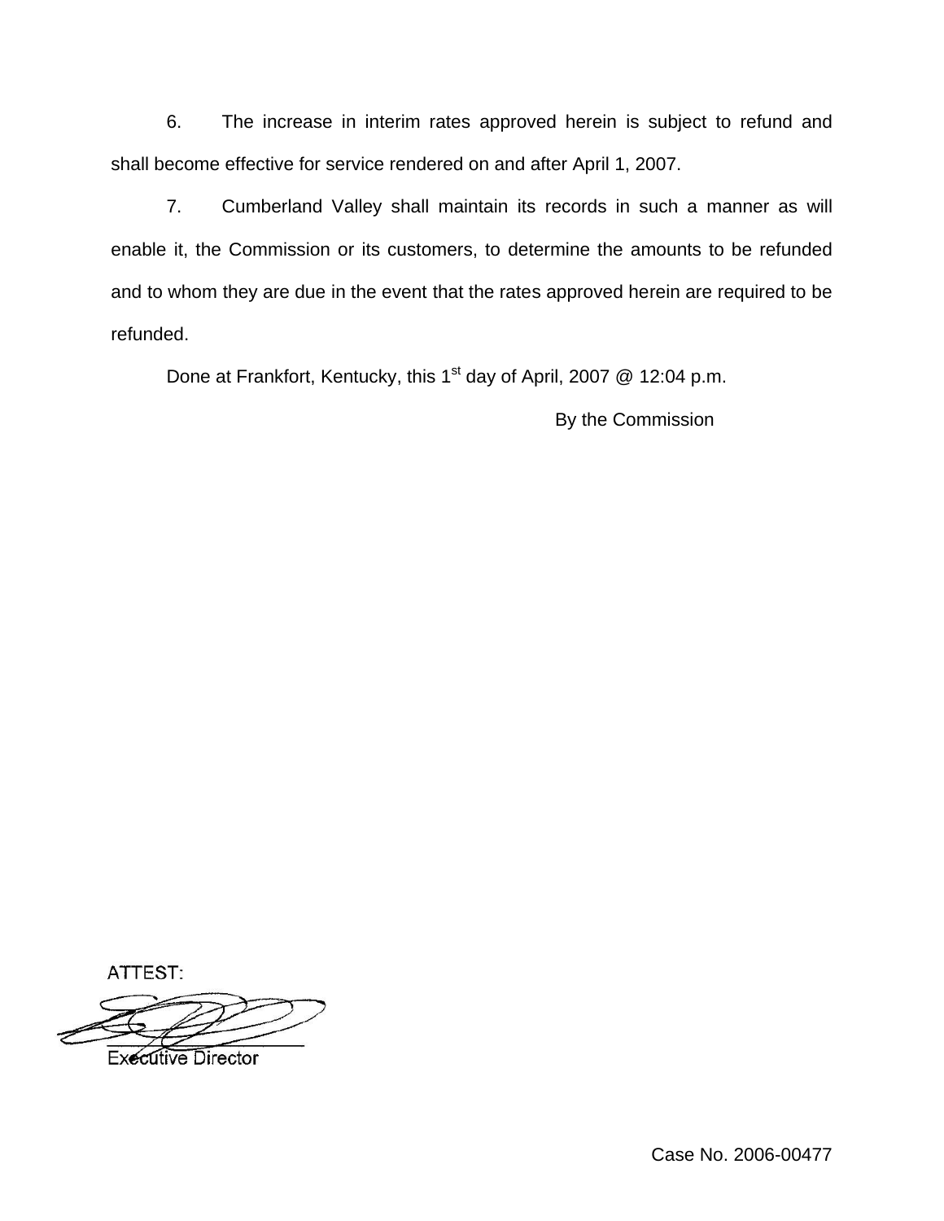6. The increase in interim rates approved herein is subject to refund and shall become effective for service rendered on and after April 1, 2007.

7. Cumberland Valley shall maintain its records in such a manner as will enable it, the Commission or its customers, to determine the amounts to be refunded and to whom they are due in the event that the rates approved herein are required to be refunded.

Done at Frankfort, Kentucky, this 1st day of April, 2007 @ 12:04 p.m.

By the Commission

ATTEST:

Executive Director

Case No. 2006-00477